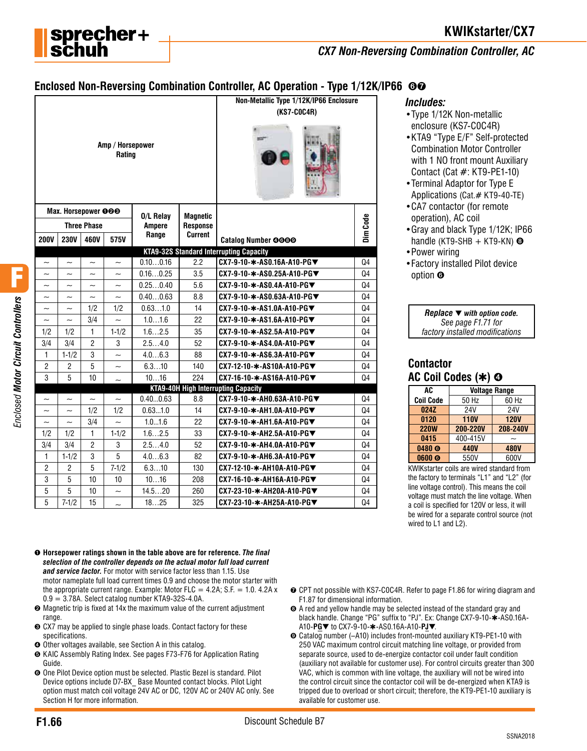# KWIKstarter/CX7

## CX7 Non-Reversing Combination Controller, AC

## Enclosed Non-Reversing Combination Controller, AC Operation - Type 1/12K/IP66 ❻❼

| Max. Horsepower ❶❷❸ Three Phase 200V | 230V | 460V | 575V | O/L Relay Ampere Range | Magnetic Response Current | Non-Metallic Type 1/12K/IP66 Enclosure (KS7-C0C4R) Catalog Number ❹❺❽❾ | Dim Code |
|---|---|---|---|---|---|---|---|
| **KTA9-32S Standard Interrupting Capacity** | | | | | | | |
| ~ | ~ | ~ | ~ | 0.10…0.16 | 2.2 | CX7-9-10-✱-AS0.16A-A10-PG▼ | Q4 |
| ~ | ~ | ~ | ~ | 0.16…0.25 | 3.5 | CX7-9-10-✱-AS0.25A-A10-PG▼ | Q4 |
| ~ | ~ | ~ | ~ | 0.25…0.40 | 5.6 | CX7-9-10-✱-AS0.4A-A10-PG▼ | Q4 |
| ~ | ~ | ~ | ~ | 0.40…0.63 | 8.8 | CX7-9-10-✱-AS0.63A-A10-PG▼ | Q4 |
| ~ | ~ | 1/2 | 1/2 | 0.63…1.0 | 14 | CX7-9-10-✱-AS1.0A-A10-PG▼ | Q4 |
| ~ | ~ | 3/4 | ~ | 1.0…1.6 | 22 | CX7-9-10-✱-AS1.6A-A10-PG▼ | Q4 |
| 1/2 | 1/2 | 1 | 1-1/2 | 1.6…2.5 | 35 | CX7-9-10-✱-AS2.5A-A10-PG▼ | Q4 |
| 3/4 | 3/4 | 2 | 3 | 2.5…4.0 | 52 | CX7-9-10-✱-AS4.0A-A10-PG▼ | Q4 |
| 1 | 1-1/2 | 3 | ~ | 4.0…6.3 | 88 | CX7-9-10-✱-AS6.3A-A10-PG▼ | Q4 |
| 2 | 2 | 5 | ~ | 6.3…10 | 140 | CX7-12-10-✱-AS10A-A10-PG▼ | Q4 |
| 3 | 5 | 10 | ~ | 10…16 | 224 | CX7-16-10-✱-AS16A-A10-PG▼ | Q4 |
| **KTA9-40H High Interrupting Capacity** | | | | | | | |
| ~ | ~ | ~ | ~ | 0.40…0.63 | 8.8 | CX7-9-10-✱-AH0.63A-A10-PG▼ | Q4 |
| ~ | ~ | 1/2 | 1/2 | 0.63…1.0 | 14 | CX7-9-10-✱-AH1.0A-A10-PG▼ | Q4 |
| ~ | ~ | 3/4 | ~ | 1.0…1.6 | 22 | CX7-9-10-✱-AH1.6A-A10-PG▼ | Q4 |
| 1/2 | 1/2 | 1 | 1-1/2 | 1.6…2.5 | 33 | CX7-9-10-✱-AH2.5A-A10-PG▼ | Q4 |
| 3/4 | 3/4 | 2 | 3 | 2.5…4.0 | 52 | CX7-9-10-✱-AH4.0A-A10-PG▼ | Q4 |
| 1 | 1-1/2 | 3 | 5 | 4.0…6.3 | 82 | CX7-9-10-✱-AH6.3A-A10-PG▼ | Q4 |
| 2 | 2 | 5 | 7-1/2 | 6.3…10 | 130 | CX7-12-10-✱-AH10A-A10-PG▼ | Q4 |
| 3 | 5 | 10 | 10 | 10…16 | 208 | CX7-16-10-✱-AH16A-A10-PG▼ | Q4 |
| 5 | 5 | 10 | ~ | 14.5…20 | 260 | CX7-23-10-✱-AH20A-A10-PG▼ | Q4 |
| 5 | 7-1/2 | 15 | ~ | 18…25 | 325 | CX7-23-10-✱-AH25A-A10-PG▼ | Q4 |

### Includes:

- Type 1/12K Non-metallic enclosure (KS7-C0C4R)
- KTA9 "Type E/F" Self-protected Combination Motor Controller with 1 NO front mount Auxiliary Contact (Cat #: KT9-PE1-10)
- Terminal Adaptor for Type E Applications (Cat.# KT9-40-TE)
- CA7 contactor (for remote operation), AC coil
- Gray and black Type 1/12K; IP66 handle (KT9-SHB + KT9-KN) ❽
- Power wiring
- Factory installed Pilot device option ❻

***Replace ▼ with option code.***
*See page F1.71 for factory installed modifications*

### Contactor AC Coil Codes (✱) ❹

| AC Coil Code | Voltage Range 50 Hz | 60 Hz |
|---|---|---|
| **024Z** | 24V | 24V |
| **0120** | **110V** | **120V** |
| **220W** | **200-220V** | **208-240V** |
| **0415** | 400-415V | ~ |
| **0480** ❻ | **440V** | **480V** |
| **0600** ❻ | 550V | 600V |

KWIKstarter coils are wired standard from the factory to terminals "L1" and "L2" (for line voltage control). This means the coil voltage must match the line voltage. When a coil is specified for 120V or less, it will be wired for a separate control source (not wired to L1 and L2).

❶ **Horsepower ratings shown in the table above are for reference. *The final selection of the controller depends on the actual motor full load current and service factor.*** For motor with service factor less than 1.15. Use motor nameplate full load current times 0.9 and choose the motor starter with the appropriate current range. Example: Motor FLC = 4.2A; S.F. = 1.0. 4.2A x 0.9 = 3.78A. Select catalog number KTA9-32S-4.0A.

❷ Magnetic trip is fixed at 14x the maximum value of the current adjustment range.

❸ CX7 may be applied to single phase loads. Contact factory for these specifications.

❹ Other voltages available, see Section A in this catalog.

❺ KAIC Assembly Rating Index. See pages F73-F76 for Application Rating Guide.

❻ One Pilot Device option must be selected. Plastic Bezel is standard. Pilot Device options include D7-BX_ Base Mounted contact blocks. Pilot Light option must match coil voltage 24V AC or DC, 120V AC or 240V AC only. See Section H for more information.

❼ CPT not possible with KS7-C0C4R. Refer to page F1.86 for wiring diagram and F1.87 for dimensional information.

❽ A red and yellow handle may be selected instead of the standard gray and black handle. Change "PG" suffix to "PJ". Ex: Change CX7-9-10-✱-AS0.16A-A10-**PG**▼ to CX7-9-10-✱-AS0.16A-A10-**PJ**▼.

❾ Catalog number (–A10) includes front-mounted auxiliary KT9-PE1-10 with 250 VAC maximum control circuit matching line voltage, or provided from separate source, used to de-energize contactor coil under fault condition (auxiliary not available for customer use). For control circuits greater than 300 VAC, which is common with line voltage, the auxiliary will not be wired into the control circuit since the contactor coil will be de-energized when KTA9 is tripped due to overload or short circuit; therefore, the KT9-PE1-10 auxiliary is available for customer use.

Discount Schedule B7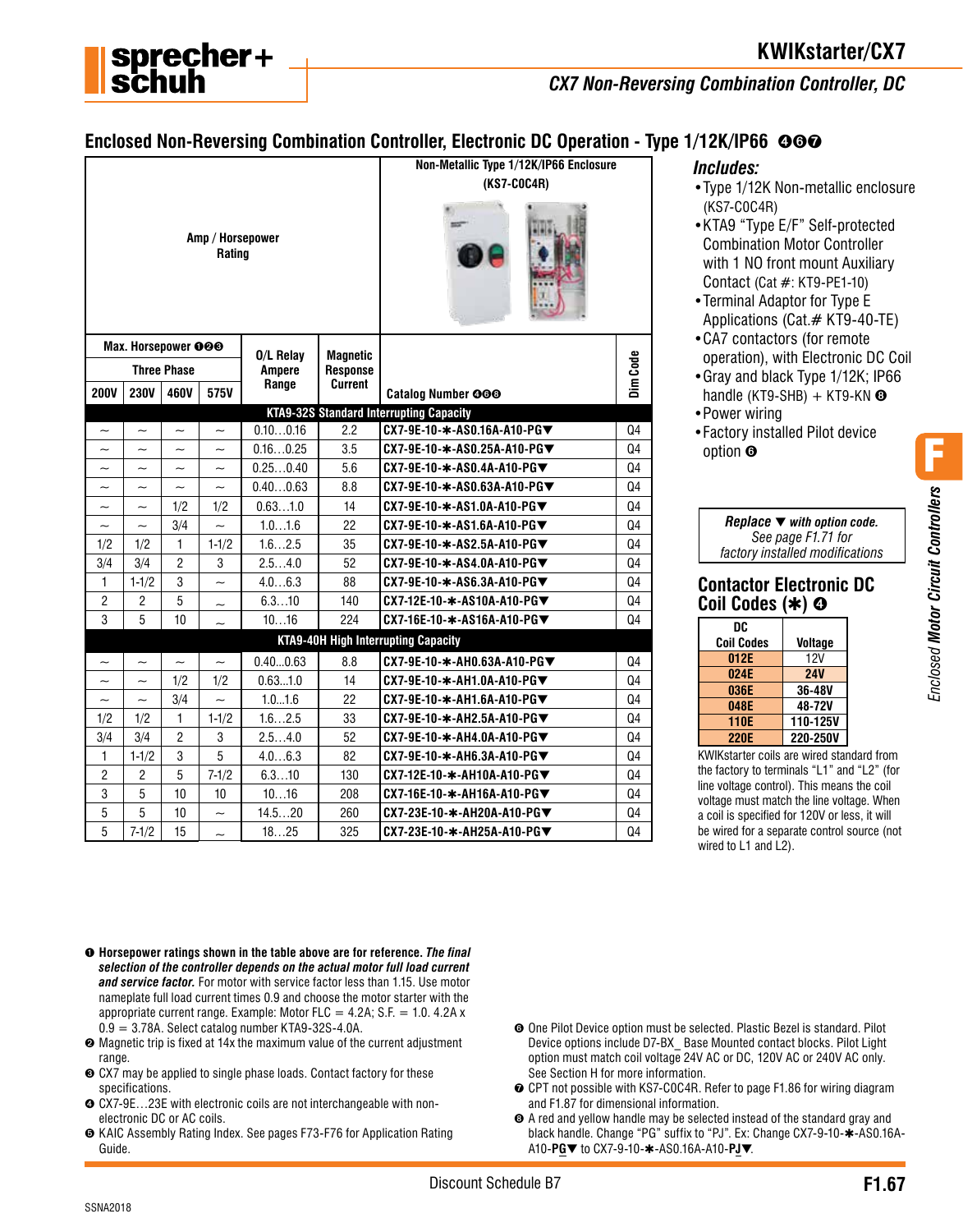## Enclosed Non-Reversing Combination Controller, Electronic DC Operation - Type 1/12K/IP66 ❹❻❼

| Max. Horsepower ❶❷❸ | | | | O/L Relay Ampere Range | Magnetic Response Current | Catalog Number ❹❺❻ | Dim Code |
|---|---|---|---|---|---|---|---|
| Three Phase | | | | | | Non-Metallic Type 1/12K/IP66 Enclosure (KS7-C0C4R) | |
| 200V | 230V | 460V | 575V | | | | |
| **KTA9-32S Standard Interrupting Capacity** | | | | | | | |
| ~ | ~ | ~ | ~ | 0.10…0.16 | 2.2 | CX7-9E-10-✱-AS0.16A-A10-PG▼ | Q4 |
| ~ | ~ | ~ | ~ | 0.16…0.25 | 3.5 | CX7-9E-10-✱-AS0.25A-A10-PG▼ | Q4 |
| ~ | ~ | ~ | ~ | 0.25…0.40 | 5.6 | CX7-9E-10-✱-AS0.4A-A10-PG▼ | Q4 |
| ~ | ~ | ~ | ~ | 0.40…0.63 | 8.8 | CX7-9E-10-✱-AS0.63A-A10-PG▼ | Q4 |
| ~ | ~ | 1/2 | 1/2 | 0.63…1.0 | 14 | CX7-9E-10-✱-AS1.0A-A10-PG▼ | Q4 |
| ~ | ~ | 3/4 | ~ | 1.0…1.6 | 22 | CX7-9E-10-✱-AS1.6A-A10-PG▼ | Q4 |
| 1/2 | 1/2 | 1 | 1-1/2 | 1.6…2.5 | 35 | CX7-9E-10-✱-AS2.5A-A10-PG▼ | Q4 |
| 3/4 | 3/4 | 2 | 3 | 2.5…4.0 | 52 | CX7-9E-10-✱-AS4.0A-A10-PG▼ | Q4 |
| 1 | 1-1/2 | 3 | ~ | 4.0…6.3 | 88 | CX7-9E-10-✱-AS6.3A-A10-PG▼ | Q4 |
| 2 | 2 | 5 | ~ | 6.3…10 | 140 | CX7-12E-10-✱-AS10A-A10-PG▼ | Q4 |
| 3 | 5 | 10 | ~ | 10…16 | 224 | CX7-16E-10-✱-AS16A-A10-PG▼ | Q4 |
| **KTA9-40H High Interrupting Capacity** | | | | | | | |
| ~ | ~ | ~ | ~ | 0.40...0.63 | 8.8 | CX7-9E-10-✱-AH0.63A-A10-PG▼ | Q4 |
| ~ | ~ | 1/2 | 1/2 | 0.63...1.0 | 14 | CX7-9E-10-✱-AH1.0A-A10-PG▼ | Q4 |
| ~ | ~ | 3/4 | ~ | 1.0...1.6 | 22 | CX7-9E-10-✱-AH1.6A-A10-PG▼ | Q4 |
| 1/2 | 1/2 | 1 | 1-1/2 | 1.6...2.5 | 33 | CX7-9E-10-✱-AH2.5A-A10-PG▼ | Q4 |
| 3/4 | 3/4 | 2 | 3 | 2.5…4.0 | 52 | CX7-9E-10-✱-AH4.0A-A10-PG▼ | Q4 |
| 1 | 1-1/2 | 3 | 5 | 4.0…6.3 | 82 | CX7-9E-10-✱-AH6.3A-A10-PG▼ | Q4 |
| 2 | 2 | 5 | 7-1/2 | 6.3…10 | 130 | CX7-12E-10-✱-AH10A-A10-PG▼ | Q4 |
| 3 | 5 | 10 | 10 | 10…16 | 208 | CX7-16E-10-✱-AH16A-A10-PG▼ | Q4 |
| 5 | 5 | 10 | ~ | 14.5…20 | 260 | CX7-23E-10-✱-AH20A-A10-PG▼ | Q4 |
| 5 | 7-1/2 | 15 | ~ | 18…25 | 325 | CX7-23E-10-✱-AH25A-A10-PG▼ | Q4 |

### Includes:

- Type 1/12K Non-metallic enclosure (KS7-C0C4R)
- KTA9 "Type E/F" Self-protected Combination Motor Controller with 1 NO front mount Auxiliary Contact (Cat #: KT9-PE1-10)
- Terminal Adaptor for Type E Applications (Cat.# KT9-40-TE)
- CA7 contactors (for remote operation), with Electronic DC Coil
- Gray and black Type 1/12K; IP66 handle (KT9-SHB) + KT9-KN ❽
- Power wiring
- Factory installed Pilot device option ❻

***Replace ▼ with option code.***
*See page F1.71 for factory installed modifications*

## Contactor Electronic DC Coil Codes (✱) ❹

| DC Coil Codes | Voltage |
|---|---|
| 012E | 12V |
| 024E | 24V |
| 036E | 36-48V |
| 048E | 48-72V |
| 110E | 110-125V |
| 220E | 220-250V |

KWIKstarter coils are wired standard from the factory to terminals "L1" and "L2" (for line voltage control). This means the coil voltage must match the line voltage. When a coil is specified for 120V or less, it will be wired for a separate control source (not wired to L1 and L2).

❶ **Horsepower ratings shown in the table above are for reference.** ***The final selection of the controller depends on the actual motor full load current and service factor.*** For motor with service factor less than 1.15. Use motor nameplate full load current times 0.9 and choose the motor starter with the appropriate current range. Example: Motor FLC = 4.2A; S.F. = 1.0. 4.2A x 0.9 = 3.78A. Select catalog number KTA9-32S-4.0A.

❷ Magnetic trip is fixed at 14x the maximum value of the current adjustment range.

❸ CX7 may be applied to single phase loads. Contact factory for these specifications.

❹ CX7-9E…23E with electronic coils are not interchangeable with non-electronic DC or AC coils.

❺ KAIC Assembly Rating Index. See pages F73-F76 for Application Rating Guide.

❻ One Pilot Device option must be selected. Plastic Bezel is standard. Pilot Device options include D7-BX_ Base Mounted contact blocks. Pilot Light option must match coil voltage 24V AC or DC, 120V AC or 240V AC only. See Section H for more information.

❼ CPT not possible with KS7-C0C4R. Refer to page F1.86 for wiring diagram and F1.87 for dimensional information.

❽ A red and yellow handle may be selected instead of the standard gray and black handle. Change "PG" suffix to "PJ". Ex: Change CX7-9-10-✱-AS0.16A-A10-**PG**▼ to CX7-9-10-✱-AS0.16A-A10-**PJ**▼.

Discount Schedule B7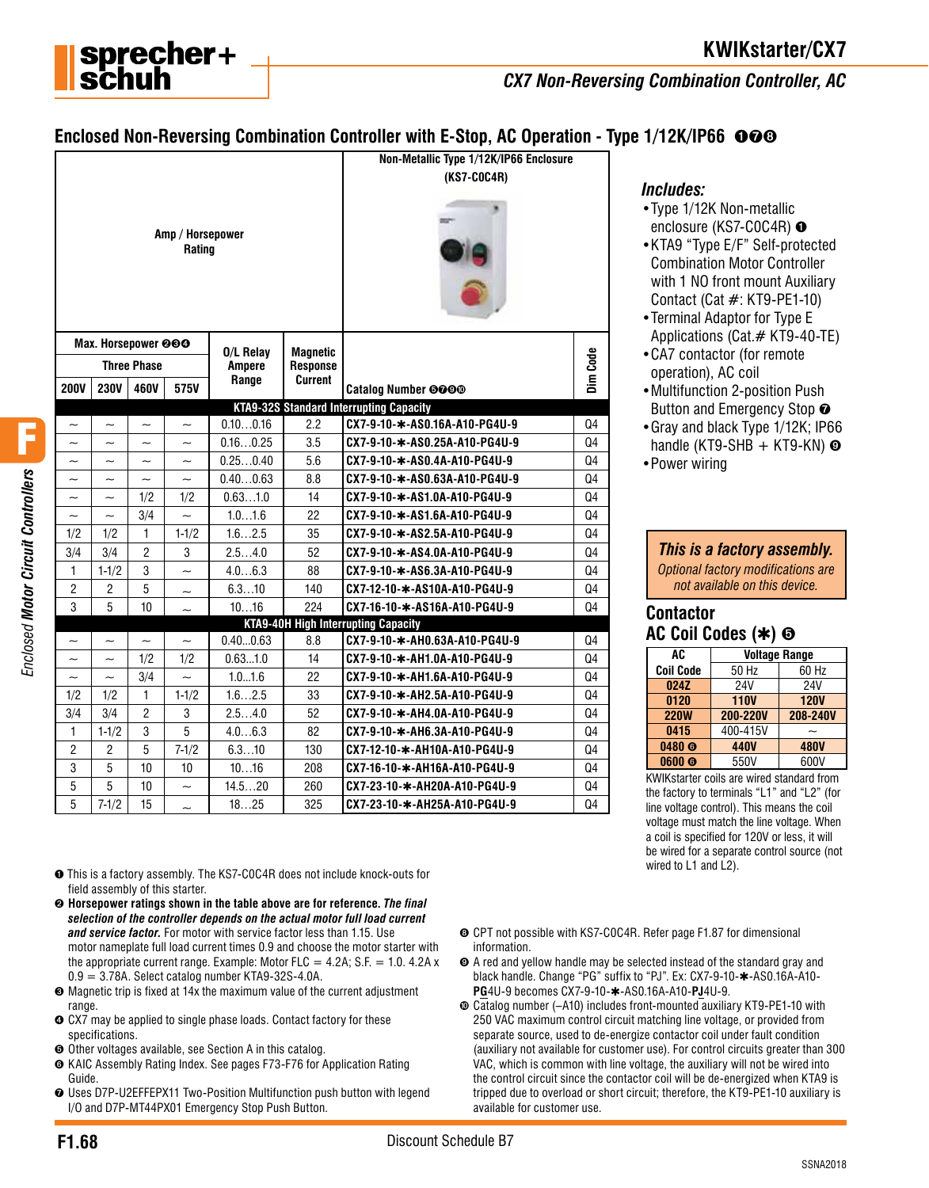# KWIKstarter/CX7

## CX7 Non-Reversing Combination Controller, AC

## Enclosed Non-Reversing Combination Controller with E-Stop, AC Operation - Type 1/12K/IP66 ❶❼❽

| Max. Horsepower ❷❸❹ | | | | O/L Relay Ampere Range | Magnetic Response Current | Non-Metallic Type 1/12K/IP66 Enclosure (KS7-C0C4R) Catalog Number ❺❾❿ | Dim Code |
|---|---|---|---|---|---|---|---|
| Three Phase | | | | | | | |
| 200V | 230V | 460V | 575V | | | | |
| **KTA9-32S Standard Interrupting Capacity** | | | | | | | |
| ~ | ~ | ~ | ~ | 0.10…0.16 | 2.2 | CX7-9-10-✱-AS0.16A-A10-PG4U-9 | Q4 |
| ~ | ~ | ~ | ~ | 0.16…0.25 | 3.5 | CX7-9-10-✱-AS0.25A-A10-PG4U-9 | Q4 |
| ~ | ~ | ~ | ~ | 0.25…0.40 | 5.6 | CX7-9-10-✱-AS0.4A-A10-PG4U-9 | Q4 |
| ~ | ~ | ~ | ~ | 0.40…0.63 | 8.8 | CX7-9-10-✱-AS0.63A-A10-PG4U-9 | Q4 |
| ~ | ~ | 1/2 | 1/2 | 0.63…1.0 | 14 | CX7-9-10-✱-AS1.0A-A10-PG4U-9 | Q4 |
| ~ | ~ | 3/4 | ~ | 1.0…1.6 | 22 | CX7-9-10-✱-AS1.6A-A10-PG4U-9 | Q4 |
| 1/2 | 1/2 | 1 | 1-1/2 | 1.6…2.5 | 35 | CX7-9-10-✱-AS2.5A-A10-PG4U-9 | Q4 |
| 3/4 | 3/4 | 2 | 3 | 2.5…4.0 | 52 | CX7-9-10-✱-AS4.0A-A10-PG4U-9 | Q4 |
| 1 | 1-1/2 | 3 | ~ | 4.0…6.3 | 88 | CX7-9-10-✱-AS6.3A-A10-PG4U-9 | Q4 |
| 2 | 2 | 5 | ~ | 6.3…10 | 140 | CX7-12-10-✱-AS10A-A10-PG4U-9 | Q4 |
| 3 | 5 | 10 | ~ | 10…16 | 224 | CX7-16-10-✱-AS16A-A10-PG4U-9 | Q4 |
| **KTA9-40H High Interrupting Capacity** | | | | | | | |
| ~ | ~ | ~ | ~ | 0.40...0.63 | 8.8 | CX7-9-10-✱-AH0.63A-A10-PG4U-9 | Q4 |
| ~ | ~ | 1/2 | 1/2 | 0.63…1.0 | 14 | CX7-9-10-✱-AH1.0A-A10-PG4U-9 | Q4 |
| ~ | ~ | 3/4 | ~ | 1.0…1.6 | 22 | CX7-9-10-✱-AH1.6A-A10-PG4U-9 | Q4 |
| 1/2 | 1/2 | 1 | 1-1/2 | 1.6…2.5 | 33 | CX7-9-10-✱-AH2.5A-A10-PG4U-9 | Q4 |
| 3/4 | 3/4 | 2 | 3 | 2.5…4.0 | 52 | CX7-9-10-✱-AH4.0A-A10-PG4U-9 | Q4 |
| 1 | 1-1/2 | 3 | 5 | 4.0…6.3 | 82 | CX7-9-10-✱-AH6.3A-A10-PG4U-9 | Q4 |
| 2 | 2 | 5 | 7-1/2 | 6.3…10 | 130 | CX7-12-10-✱-AH10A-A10-PG4U-9 | Q4 |
| 3 | 5 | 10 | 10 | 10…16 | 208 | CX7-16-10-✱-AH16A-A10-PG4U-9 | Q4 |
| 5 | 5 | 10 | ~ | 14.5…20 | 260 | CX7-23-10-✱-AH20A-A10-PG4U-9 | Q4 |
| 5 | 7-1/2 | 15 | ~ | 18…25 | 325 | CX7-23-10-✱-AH25A-A10-PG4U-9 | Q4 |

### *Includes:*

- Type 1/12K Non-metallic enclosure (KS7-C0C4R) ❶
- KTA9 "Type E/F" Self-protected Combination Motor Controller with 1 NO front mount Auxiliary Contact (Cat #: KT9-PE1-10)
- Terminal Adaptor for Type E Applications (Cat.# KT9-40-TE)
- CA7 contactor (for remote operation), AC coil
- Multifunction 2-position Push Button and Emergency Stop ❼
- Gray and black Type 1/12K; IP66 handle (KT9-SHB + KT9-KN) ❾
- Power wiring

***This is a factory assembly.***
*Optional factory modifications are not available on this device.*

### Contactor AC Coil Codes (✱) ❺

| AC Coil Code | Voltage Range | |
|---|---|---|
| | 50 Hz | 60 Hz |
| **024Z** | 24V | 24V |
| **0120** | **110V** | **120V** |
| **220W** | **200-220V** | **208-240V** |
| **0415** | 400-415V | ~ |
| **0480 ❻** | **440V** | **480V** |
| **0600 ❻** | 550V | 600V |

KWIKstarter coils are wired standard from the factory to terminals "L1" and "L2" (for line voltage control). This means the coil voltage must match the line voltage. When a coil is specified for 120V or less, it will be wired for a separate control source (not wired to L1 and L2).

❶ This is a factory assembly. The KS7-C0C4R does not include knock-outs for field assembly of this starter.

❷ **Horsepower ratings shown in the table above are for reference. *The final selection of the controller depends on the actual motor full load current and service factor.*** For motor with service factor less than 1.15. Use motor nameplate full load current times 0.9 and choose the motor starter with the appropriate current range. Example: Motor FLC = 4.2A; S.F. = 1.0. 4.2A x 0.9 = 3.78A. Select catalog number KTA9-32S-4.0A.

❸ Magnetic trip is fixed at 14x the maximum value of the current adjustment range.

❹ CX7 may be applied to single phase loads. Contact factory for these specifications.

❺ Other voltages available, see Section A in this catalog.

❻ KAIC Assembly Rating Index. See pages F73-F76 for Application Rating Guide.

❼ Uses D7P-U2EFFEPX11 Two-Position Multifunction push button with legend I/O and D7P-MT44PX01 Emergency Stop Push Button.

❽ CPT not possible with KS7-C0C4R. Refer page F1.87 for dimensional information.

❾ A red and yellow handle may be selected instead of the standard gray and black handle. Change "PG" suffix to "PJ". Ex: CX7-9-10-✱-AS0.16A-A10-**PG**4U-9 becomes CX7-9-10-✱-AS0.16A-A10-**PJ**4U-9.

❿ Catalog number (–A10) includes front-mounted auxiliary KT9-PE1-10 with 250 VAC maximum control circuit matching line voltage, or provided from separate source, used to de-energize contactor coil under fault condition (auxiliary not available for customer use). For control circuits greater than 300 VAC, which is common with line voltage, the auxiliary will not be wired into the control circuit since the contactor coil will be de-energized when KTA9 is tripped due to overload or short circuit; therefore, the KT9-PE1-10 auxiliary is available for customer use.

Discount Schedule B7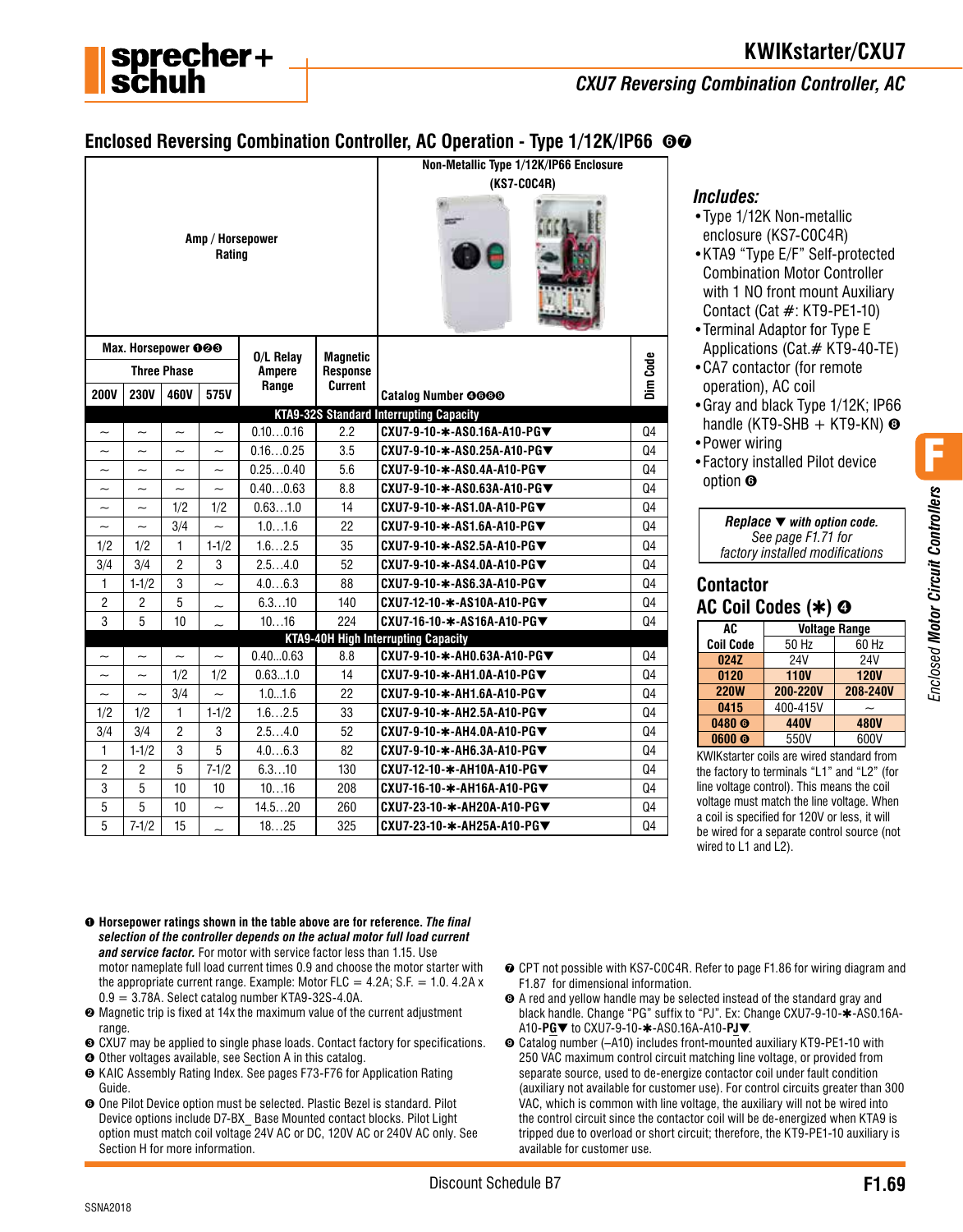# KWIKstarter/CXU7

## CXU7 Reversing Combination Controller, AC

### Enclosed Reversing Combination Controller, AC Operation - Type 1/12K/IP66 ❻❼

Non-Metallic Type 1/12K/IP66 Enclosure (KS7-C0C4R)

| Max. Horsepower ❶❷❸ Three Phase 200V | 230V | 460V | 575V | O/L Relay Ampere Range | Magnetic Response Current | Catalog Number ❹❻❽❾ | Dim Code |
|---|---|---|---|---|---|---|---|
| **KTA9-32S Standard Interrupting Capacity** | | | | | | | |
| ~ | ~ | ~ | ~ | 0.10…0.16 | 2.2 | CXU7-9-10-✱-AS0.16A-A10-PG▼ | Q4 |
| ~ | ~ | ~ | ~ | 0.16…0.25 | 3.5 | CXU7-9-10-✱-AS0.25A-A10-PG▼ | Q4 |
| ~ | ~ | ~ | ~ | 0.25…0.40 | 5.6 | CXU7-9-10-✱-AS0.4A-A10-PG▼ | Q4 |
| ~ | ~ | ~ | ~ | 0.40…0.63 | 8.8 | CXU7-9-10-✱-AS0.63A-A10-PG▼ | Q4 |
| ~ | ~ | 1/2 | 1/2 | 0.63…1.0 | 14 | CXU7-9-10-✱-AS1.0A-A10-PG▼ | Q4 |
| ~ | ~ | 3/4 | ~ | 1.0…1.6 | 22 | CXU7-9-10-✱-AS1.6A-A10-PG▼ | Q4 |
| 1/2 | 1/2 | 1 | 1-1/2 | 1.6…2.5 | 35 | CXU7-9-10-✱-AS2.5A-A10-PG▼ | Q4 |
| 3/4 | 3/4 | 2 | 3 | 2.5…4.0 | 52 | CXU7-9-10-✱-AS4.0A-A10-PG▼ | Q4 |
| 1 | 1-1/2 | 3 | ~ | 4.0…6.3 | 88 | CXU7-9-10-✱-AS6.3A-A10-PG▼ | Q4 |
| 2 | 2 | 5 | ~ | 6.3…10 | 140 | CXU7-12-10-✱-AS10A-A10-PG▼ | Q4 |
| 3 | 5 | 10 | ~ | 10…16 | 224 | CXU7-16-10-✱-AS16A-A10-PG▼ | Q4 |
| **KTA9-40H High Interrupting Capacity** | | | | | | | |
| ~ | ~ | ~ | ~ | 0.40…0.63 | 8.8 | CXU7-9-10-✱-AH0.63A-A10-PG▼ | Q4 |
| ~ | ~ | 1/2 | 1/2 | 0.63…1.0 | 14 | CXU7-9-10-✱-AH1.0A-A10-PG▼ | Q4 |
| ~ | ~ | 3/4 | ~ | 1.0…1.6 | 22 | CXU7-9-10-✱-AH1.6A-A10-PG▼ | Q4 |
| 1/2 | 1/2 | 1 | 1-1/2 | 1.6…2.5 | 33 | CXU7-9-10-✱-AH2.5A-A10-PG▼ | Q4 |
| 3/4 | 3/4 | 2 | 3 | 2.5…4.0 | 52 | CXU7-9-10-✱-AH4.0A-A10-PG▼ | Q4 |
| 1 | 1-1/2 | 3 | 5 | 4.0…6.3 | 82 | CXU7-9-10-✱-AH6.3A-A10-PG▼ | Q4 |
| 2 | 2 | 5 | 7-1/2 | 6.3…10 | 130 | CXU7-12-10-✱-AH10A-A10-PG▼ | Q4 |
| 3 | 5 | 10 | 10 | 10…16 | 208 | CXU7-16-10-✱-AH16A-A10-PG▼ | Q4 |
| 5 | 5 | 10 | ~ | 14.5…20 | 260 | CXU7-23-10-✱-AH20A-A10-PG▼ | Q4 |
| 5 | 7-1/2 | 15 | ~ | 18…25 | 325 | CXU7-23-10-✱-AH25A-A10-PG▼ | Q4 |

### Includes:

- Type 1/12K Non-metallic enclosure (KS7-C0C4R)
- KTA9 "Type E/F" Self-protected Combination Motor Controller with 1 NO front mount Auxiliary Contact (Cat #: KT9-PE1-10)
- Terminal Adaptor for Type E Applications (Cat.# KT9-40-TE)
- CA7 contactor (for remote operation), AC coil
- Gray and black Type 1/12K; IP66 handle (KT9-SHB + KT9-KN) ❽
- Power wiring
- Factory installed Pilot device option ❻

***Replace ▼ with option code.***
*See page F1.71 for factory installed modifications*

### Contactor AC Coil Codes (✱) ❹

| AC Coil Code | Voltage Range 50 Hz | 60 Hz |
|---|---|---|
| **024Z** | 24V | 24V |
| **0120** | **110V** | **120V** |
| **220W** | **200-220V** | **208-240V** |
| **0415** | 400-415V | ~ |
| **0480 ❺** | **440V** | **480V** |
| **0600 ❺** | 550V | 600V |

KWIKstarter coils are wired standard from the factory to terminals "L1" and "L2" (for line voltage control). This means the coil voltage must match the line voltage. When a coil is specified for 120V or less, it will be wired for a separate control source (not wired to L1 and L2).

❶ **Horsepower ratings shown in the table above are for reference. *The final selection of the controller depends on the actual motor full load current and service factor.*** For motor with service factor less than 1.15. Use motor nameplate full load current times 0.9 and choose the motor starter with the appropriate current range. Example: Motor FLC = 4.2A; S.F. = 1.0. 4.2A x 0.9 = 3.78A. Select catalog number KTA9-32S-4.0A.

❷ Magnetic trip is fixed at 14x the maximum value of the current adjustment range.

❸ CXU7 may be applied to single phase loads. Contact factory for specifications.

❹ Other voltages available, see Section A in this catalog.

❺ KAIC Assembly Rating Index. See pages F73-F76 for Application Rating Guide.

❻ One Pilot Device option must be selected. Plastic Bezel is standard. Pilot Device options include D7-BX_ Base Mounted contact blocks. Pilot Light option must match coil voltage 24V AC or DC, 120V AC or 240V AC only. See Section H for more information.

❼ CPT not possible with KS7-C0C4R. Refer to page F1.86 for wiring diagram and F1.87 for dimensional information.

❽ A red and yellow handle may be selected instead of the standard gray and black handle. Change "PG" suffix to "PJ". Ex: Change CXU7-9-10-✱-AS0.16A-A10-**PG**▼ to CXU7-9-10-✱-AS0.16A-A10-**PJ**▼.

❾ Catalog number (–A10) includes front-mounted auxiliary KT9-PE1-10 with 250 VAC maximum control circuit matching line voltage, or provided from separate source, used to de-energize contactor coil under fault condition (auxiliary not available for customer use). For control circuits greater than 300 VAC, which is common with line voltage, the auxiliary will not be wired into the control circuit since the contactor coil will be de-energized when KTA9 is tripped due to overload or short circuit; therefore, the KT9-PE1-10 auxiliary is available for customer use.

Discount Schedule B7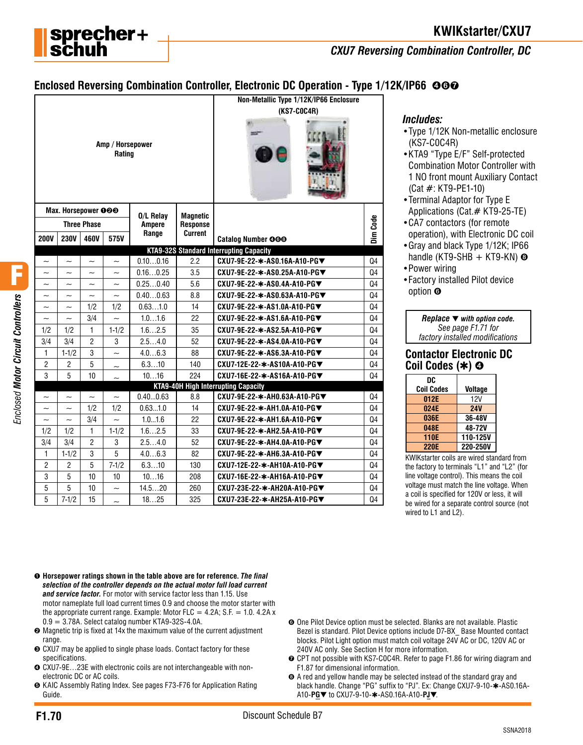## Enclosed Reversing Combination Controller, Electronic DC Operation - Type 1/12K/IP66 ❹❻❼

Non-Metallic Type 1/12K/IP66 Enclosure (KS7-C0C4R)

| Max. Horsepower ❶❷❸ Three Phase 200V | 230V | 460V | 575V | O/L Relay Ampere Range | Magnetic Response Current | Catalog Number ❹❺❻ | Dim Code |
|---|---|---|---|---|---|---|---|
| **KTA9-32S Standard Interrupting Capacity** | | | | | | | |
| ~ | ~ | ~ | ~ | 0.10…0.16 | 2.2 | CXU7-9E-22-✱-AS0.16A-A10-PG▼ | Q4 |
| ~ | ~ | ~ | ~ | 0.16…0.25 | 3.5 | CXU7-9E-22-✱-AS0.25A-A10-PG▼ | Q4 |
| ~ | ~ | ~ | ~ | 0.25…0.40 | 5.6 | CXU7-9E-22-✱-AS0.4A-A10-PG▼ | Q4 |
| ~ | ~ | ~ | ~ | 0.40…0.63 | 8.8 | CXU7-9E-22-✱-AS0.63A-A10-PG▼ | Q4 |
| ~ | ~ | 1/2 | 1/2 | 0.63…1.0 | 14 | CXU7-9E-22-✱-AS1.0A-A10-PG▼ | Q4 |
| ~ | ~ | 3/4 | ~ | 1.0…1.6 | 22 | CXU7-9E-22-✱-AS1.6A-A10-PG▼ | Q4 |
| 1/2 | 1/2 | 1 | 1-1/2 | 1.6…2.5 | 35 | CXU7-9E-22-✱-AS2.5A-A10-PG▼ | Q4 |
| 3/4 | 3/4 | 2 | 3 | 2.5…4.0 | 52 | CXU7-9E-22-✱-AS4.0A-A10-PG▼ | Q4 |
| 1 | 1-1/2 | 3 | ~ | 4.0…6.3 | 88 | CXU7-9E-22-✱-AS6.3A-A10-PG▼ | Q4 |
| 2 | 2 | 5 | ~ | 6.3…10 | 140 | CXU7-12E-22-✱-AS10A-A10-PG▼ | Q4 |
| 3 | 5 | 10 | ~ | 10…16 | 224 | CXU7-16E-22-✱-AS16A-A10-PG▼ | Q4 |
| **KTA9-40H High Interrupting Capacity** | | | | | | | |
| ~ | ~ | ~ | ~ | 0.40…0.63 | 8.8 | CXU7-9E-22-✱-AH0.63A-A10-PG▼ | Q4 |
| ~ | ~ | 1/2 | 1/2 | 0.63…1.0 | 14 | CXU7-9E-22-✱-AH1.0A-A10-PG▼ | Q4 |
| ~ | ~ | 3/4 | ~ | 1.0…1.6 | 22 | CXU7-9E-22-✱-AH1.6A-A10-PG▼ | Q4 |
| 1/2 | 1/2 | 1 | 1-1/2 | 1.6…2.5 | 33 | CXU7-9E-22-✱-AH2.5A-A10-PG▼ | Q4 |
| 3/4 | 3/4 | 2 | 3 | 2.5…4.0 | 52 | CXU7-9E-22-✱-AH4.0A-A10-PG▼ | Q4 |
| 1 | 1-1/2 | 3 | 5 | 4.0…6.3 | 82 | CXU7-9E-22-✱-AH6.3A-A10-PG▼ | Q4 |
| 2 | 2 | 5 | 7-1/2 | 6.3…10 | 130 | CXU7-12E-22-✱-AH10A-A10-PG▼ | Q4 |
| 3 | 5 | 10 | 10 | 10…16 | 208 | CXU7-16E-22-✱-AH16A-A10-PG▼ | Q4 |
| 5 | 5 | 10 | ~ | 14.5…20 | 260 | CXU7-23E-22-✱-AH20A-A10-PG▼ | Q4 |
| 5 | 7-1/2 | 15 | ~ | 18…25 | 325 | CXU7-23E-22-✱-AH25A-A10-PG▼ | Q4 |

### Includes:

- Type 1/12K Non-metallic enclosure (KS7-C0C4R)
- KTA9 "Type E/F" Self-protected Combination Motor Controller with 1 NO front mount Auxiliary Contact (Cat #: KT9-PE1-10)
- Terminal Adaptor for Type E Applications (Cat.# KT9-25-TE)
- CA7 contactors (for remote operation), with Electronic DC coil
- Gray and black Type 1/12K; IP66 handle (KT9-SHB + KT9-KN) ❽
- Power wiring
- Factory installed Pilot device option ❻

***Replace ▼** with option code.*
*See page F1.71 for factory installed modifications*

### Contactor Electronic DC Coil Codes (✱) ❹

| DC Coil Codes | Voltage |
|---|---|
| 012E | 12V |
| 024E | 24V |
| 036E | 36-48V |
| 048E | 48-72V |
| 110E | 110-125V |
| 220E | 220-250V |

KWIKstarter coils are wired standard from the factory to terminals "L1" and "L2" (for line voltage control). This means the coil voltage must match the line voltage. When a coil is specified for 120V or less, it will be wired for a separate control source (not wired to L1 and L2).

❶ **Horsepower ratings shown in the table above are for reference. *The final selection of the controller depends on the actual motor full load current and service factor.*** For motor with service factor less than 1.15. Use motor nameplate full load current times 0.9 and choose the motor starter with the appropriate current range. Example: Motor FLC = 4.2A; S.F. = 1.0. 4.2A x 0.9 = 3.78A. Select catalog number KTA9-32S-4.0A.

❷ Magnetic trip is fixed at 14x the maximum value of the current adjustment range.

❸ CXU7 may be applied to single phase loads. Contact factory for these specifications.

❹ CXU7-9E…23E with electronic coils are not interchangeable with non-electronic DC or AC coils.

❺ KAIC Assembly Rating Index. See pages F73-F76 for Application Rating Guide.

❻ One Pilot Device option must be selected. Blanks are not available. Plastic Bezel is standard. Pilot Device options include D7-BX_ Base Mounted contact blocks. Pilot Light option must match coil voltage 24V AC or DC, 120V AC or 240V AC only. See Section H for more information.

❼ CPT not possible with KS7-C0C4R. Refer to page F1.86 for wiring diagram and F1.87 for dimensional information.

❽ A red and yellow handle may be selected instead of the standard gray and black handle. Change "PG" suffix to "PJ". Ex: Change CXU7-9-10-✱-AS0.16A-A10-**PG**▼ to CXU7-9-10-✱-AS0.16A-A10-**PJ**▼.

Discount Schedule B7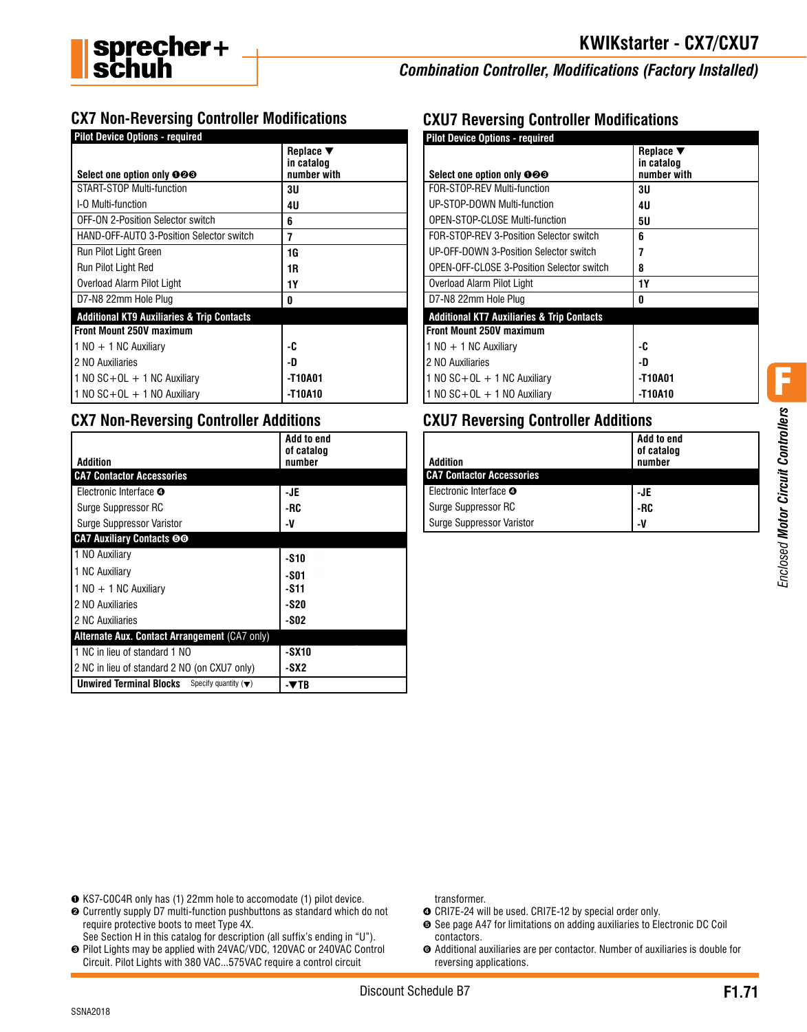# KWIKstarter - CX7/CXU7

*Combination Controller, Modifications (Factory Installed)*

## CX7 Non-Reversing Controller Modifications

| Pilot Device Options - required | |
|---|---|
| **Select one option only ❶❷❸** | **Replace ▼ in catalog number with** |
| START-STOP Multi-function | **3U** |
| I-O Multi-function | **4U** |
| OFF-ON 2-Position Selector switch | **6** |
| HAND-OFF-AUTO 3-Position Selector switch | **7** |
| Run Pilot Light Green | **1G** |
| Run Pilot Light Red | **1R** |
| Overload Alarm Pilot Light | **1Y** |
| D7-N8 22mm Hole Plug | **0** |
| **Additional KT9 Auxiliaries & Trip Contacts** | |
| **Front Mount 250V maximum** | |
| 1 NO + 1 NC Auxiliary | **-C** |
| 2 NO Auxiliaries | **-D** |
| 1 NO SC+OL + 1 NC Auxiliary | **-T10A01** |
| 1 NO SC+OL + 1 NO Auxiliary | **-T10A10** |

## CX7 Non-Reversing Controller Additions

| Addition | Add to end of catalog number |
|---|---|
| **CA7 Contactor Accessories** | |
| Electronic Interface ❹ | **-JE** |
| Surge Suppressor RC | **-RC** |
| Surge Suppressor Varistor | **-V** |
| **CA7 Auxiliary Contacts ❺❻** | |
| 1 NO Auxiliary | **-S10** |
| 1 NC Auxiliary | **-S01** |
| 1 NO + 1 NC Auxiliary | **-S11** |
| 2 NO Auxiliaries | **-S20** |
| 2 NC Auxiliaries | **-S02** |
| **Alternate Aux. Contact Arrangement** (CA7 only) | |
| 1 NC in lieu of standard 1 NO | **-SX10** |
| 2 NC in lieu of standard 2 NO (on CXU7 only) | **-SX2** |
| **Unwired Terminal Blocks** Specify quantity (▼) | **-▼TB** |

## CXU7 Reversing Controller Modifications

| Pilot Device Options - required | |
|---|---|
| **Select one option only ❶❷❸** | **Replace ▼ in catalog number with** |
| FOR-STOP-REV Multi-function | **3U** |
| UP-STOP-DOWN Multi-function | **4U** |
| OPEN-STOP-CLOSE Multi-function | **5U** |
| FOR-STOP-REV 3-Position Selector switch | **6** |
| UP-OFF-DOWN 3-Position Selector switch | **7** |
| OPEN-OFF-CLOSE 3-Position Selector switch | **8** |
| Overload Alarm Pilot Light | **1Y** |
| D7-N8 22mm Hole Plug | **0** |
| **Additional KT7 Auxiliaries & Trip Contacts** | |
| **Front Mount 250V maximum** | |
| 1 NO + 1 NC Auxiliary | **-C** |
| 2 NO Auxiliaries | **-D** |
| 1 NO SC+OL + 1 NC Auxiliary | **-T10A01** |
| 1 NO SC+OL + 1 NO Auxiliary | **-T10A10** |

## CXU7 Reversing Controller Additions

| Addition | Add to end of catalog number |
|---|---|
| **CA7 Contactor Accessories** | |
| Electronic Interface ❹ | **-JE** |
| Surge Suppressor RC | **-RC** |
| Surge Suppressor Varistor | **-V** |

*Enclosed **Motor Circuit Controllers***

❶ KS7-C0C4R only has (1) 22mm hole to accomodate (1) pilot device.
❷ Currently supply D7 multi-function pushbuttons as standard which do not require protective boots to meet Type 4X.
See Section H in this catalog for description (all suffix's ending in "U").
❸ Pilot Lights may be applied with 24VAC/VDC, 120VAC or 240VAC Control Circuit. Pilot Lights with 380 VAC...575VAC require a control circuit transformer.
❹ CRI7E-24 will be used. CRI7E-12 by special order only.
❺ See page A47 for limitations on adding auxiliaries to Electronic DC Coil contactors.
❻ Additional auxiliaries are per contactor. Number of auxiliaries is double for reversing applications.

Discount Schedule B7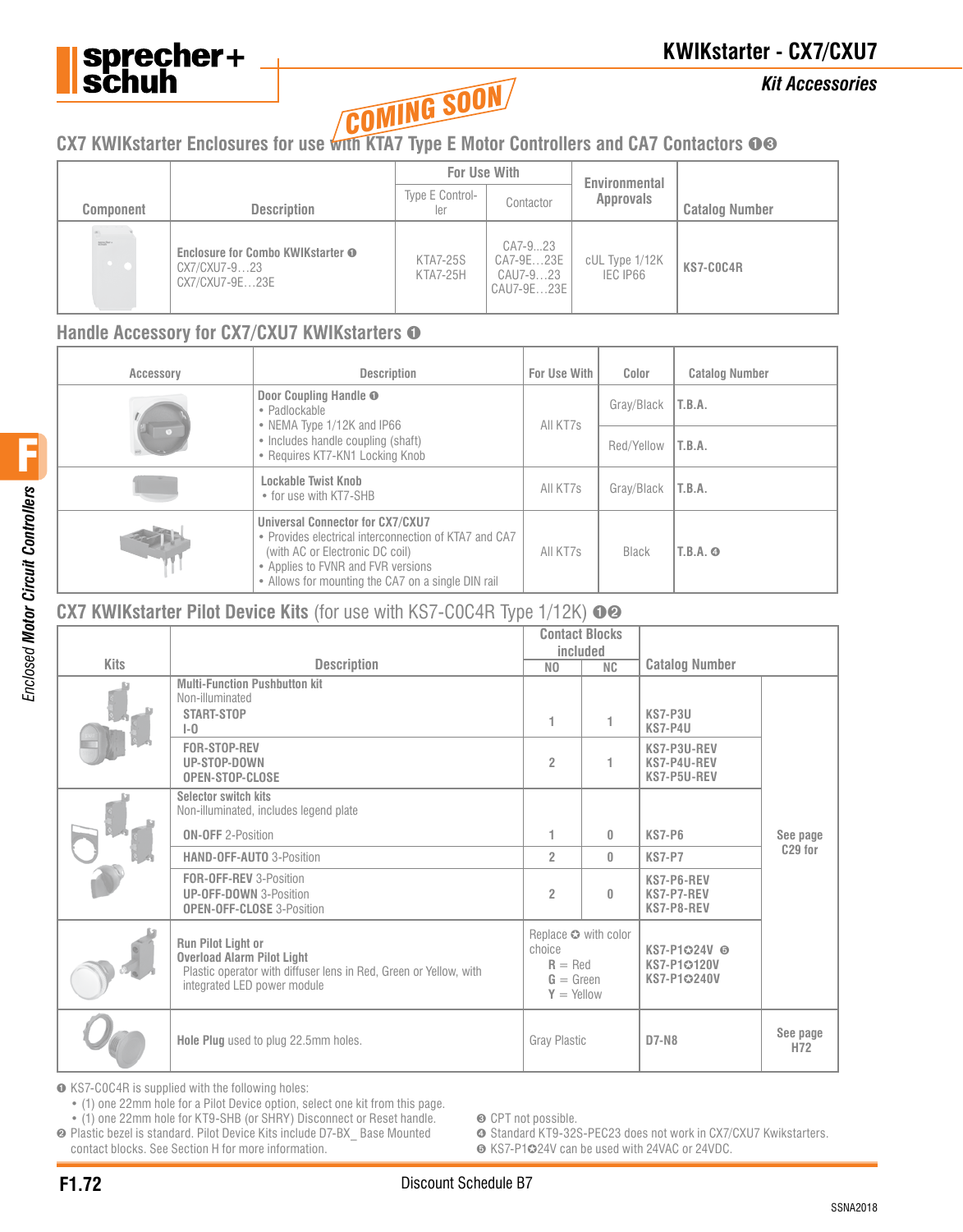# KWIKstarter - CX7/CXU7

*Kit Accessories*

COMING SOON

## CX7 KWIKstarter Enclosures for use with KTA7 Type E Motor Controllers and CA7 Contactors ❶❸

| Component | Description | For Use With | | Environmental Approvals | Catalog Number |
|---|---|---|---|---|---|
| | | Type E Controller | Contactor | | |
| | **Enclosure for Combo KWIKstarter** ❶ CX7/CXU7-9…23 CX7/CXU7-9E…23E | KTA7-25S KTA7-25H | CA7-9…23 CA7-9E…23E CAU7-9…23 CAU7-9E…23E | cUL Type 1/12K IEC IP66 | **KS7-C0C4R** |

## Handle Accessory for CX7/CXU7 KWIKstarters ❶

| Accessory | Description | For Use With | Color | Catalog Number |
|---|---|---|---|---|
| | **Door Coupling Handle** ❶ • Padlockable • NEMA Type 1/12K and IP66 • Includes handle coupling (shaft) • Requires KT7-KN1 Locking Knob | All KT7s | Gray/Black | **T.B.A.** |
| | | | Red/Yellow | **T.B.A.** |
| | **Lockable Twist Knob** • for use with KT7-SHB | All KT7s | Gray/Black | **T.B.A.** |
| | **Universal Connector for CX7/CXU7** • Provides electrical interconnection of KTA7 and CA7 (with AC or Electronic DC coil) • Applies to FVNR and FVR versions • Allows for mounting the CA7 on a single DIN rail | All KT7s | Black | **T.B.A.** ❹ |

## CX7 KWIKstarter Pilot Device Kits (for use with KS7-C0C4R Type 1/12K) ❶❷

| Kits | Description | Contact Blocks included | | Catalog Number | |
|---|---|---|---|---|---|
| | | NO | NC | | |
| | **Multi-Function Pushbutton kit** Non-illuminated **START-STOP** **I-O** | 1 | 1 | **KS7-P3U** **KS7-P4U** | See page C29 for |
| | **FOR-STOP-REV** **UP-STOP-DOWN** **OPEN-STOP-CLOSE** | 2 | 1 | **KS7-P3U-REV** **KS7-P4U-REV** **KS7-P5U-REV** | |
| | **Selector switch kits** Non-illuminated, includes legend plate **ON-OFF** 2-Position | 1 | 0 | **KS7-P6** | |
| | **HAND-OFF-AUTO** 3-Position | 2 | 0 | **KS7-P7** | |
| | **FOR-OFF-REV** 3-Position **UP-OFF-DOWN** 3-Position **OPEN-OFF-CLOSE** 3-Position | 2 | 0 | **KS7-P6-REV** **KS7-P7-REV** **KS7-P8-REV** | |
| | **Run Pilot Light or Overload Alarm Pilot Light** Plastic operator with diffuser lens in Red, Green or Yellow, with integrated LED power module | Replace ✪ with color choice **R** = Red **G** = Green **Y** = Yellow | | **KS7-P1✪24V** ❺ **KS7-P1✪120V** **KS7-P1✪240V** | |
| | **Hole Plug** used to plug 22.5mm holes. | Gray Plastic | | **D7-N8** | See page H72 |

❶ KS7-C0C4R is supplied with the following holes:
- (1) one 22mm hole for a Pilot Device option, select one kit from this page.
- (1) one 22mm hole for KT9-SHB (or SHRY) Disconnect or Reset handle.

❷ Plastic bezel is standard. Pilot Device Kits include D7-BX_ Base Mounted contact blocks. See Section H for more information.

❸ CPT not possible.

❹ Standard KT9-32S-PEC23 does not work in CX7/CXU7 Kwikstarters.

❺ KS7-P1✪24V can be used with 24VAC or 24VDC.

Discount Schedule B7